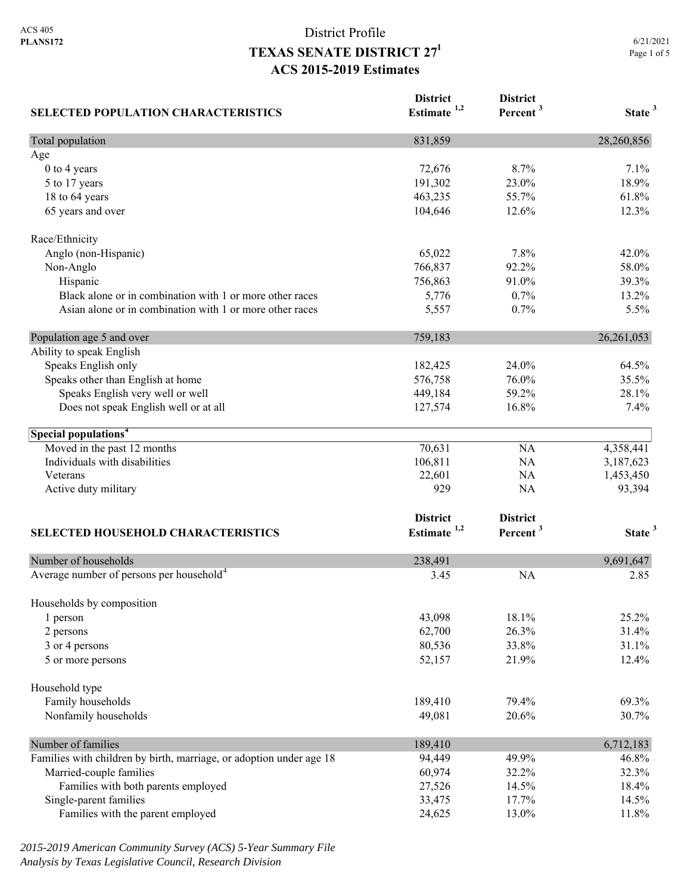ACS 405
**PLANS172**

# District Profile
# TEXAS SENATE DISTRICT 27[1]
## ACS 2015-2019 Estimates

6/21/2021

| SELECTED POPULATION CHARACTERISTICS | District Estimate [1,2] | District Percent [3] | State [3] |
|---|---|---|---|
| Total population | 831,859 | | 28,260,856 |
| Age | | | |
| 0 to 4 years | 72,676 | 8.7% | 7.1% |
| 5 to 17 years | 191,302 | 23.0% | 18.9% |
| 18 to 64 years | 463,235 | 55.7% | 61.8% |
| 65 years and over | 104,646 | 12.6% | 12.3% |
| Race/Ethnicity | | | |
| Anglo (non-Hispanic) | 65,022 | 7.8% | 42.0% |
| Non-Anglo | 766,837 | 92.2% | 58.0% |
| Hispanic | 756,863 | 91.0% | 39.3% |
| Black alone or in combination with 1 or more other races | 5,776 | 0.7% | 13.2% |
| Asian alone or in combination with 1 or more other races | 5,557 | 0.7% | 5.5% |
| Population age 5 and over | 759,183 | | 26,261,053 |
| Ability to speak English | | | |
| Speaks English only | 182,425 | 24.0% | 64.5% |
| Speaks other than English at home | 576,758 | 76.0% | 35.5% |
| Speaks English very well or well | 449,184 | 59.2% | 28.1% |
| Does not speak English well or at all | 127,574 | 16.8% | 7.4% |
| **Special populations[4]** | | | |
| Moved in the past 12 months | 70,631 | NA | 4,358,441 |
| Individuals with disabilities | 106,811 | NA | 3,187,623 |
| Veterans | 22,601 | NA | 1,453,450 |
| Active duty military | 929 | NA | 93,394 |

| SELECTED HOUSEHOLD CHARACTERISTICS | District Estimate [1,2] | District Percent [3] | State [3] |
|---|---|---|---|
| Number of households | 238,491 | | 9,691,647 |
| Average number of persons per household[4] | 3.45 | NA | 2.85 |
| Households by composition | | | |
| 1 person | 43,098 | 18.1% | 25.2% |
| 2 persons | 62,700 | 26.3% | 31.4% |
| 3 or 4 persons | 80,536 | 33.8% | 31.1% |
| 5 or more persons | 52,157 | 21.9% | 12.4% |
| Household type | | | |
| Family households | 189,410 | 79.4% | 69.3% |
| Nonfamily households | 49,081 | 20.6% | 30.7% |
| Number of families | 189,410 | | 6,712,183 |
| Families with children by birth, marriage, or adoption under age 18 | 94,449 | 49.9% | 46.8% |
| Married-couple families | 60,974 | 32.2% | 32.3% |
| Families with both parents employed | 27,526 | 14.5% | 18.4% |
| Single-parent families | 33,475 | 17.7% | 14.5% |
| Families with the parent employed | 24,625 | 13.0% | 11.8% |

*2015-2019 American Community Survey (ACS) 5-Year Summary File*
*Analysis by Texas Legislative Council, Research Division*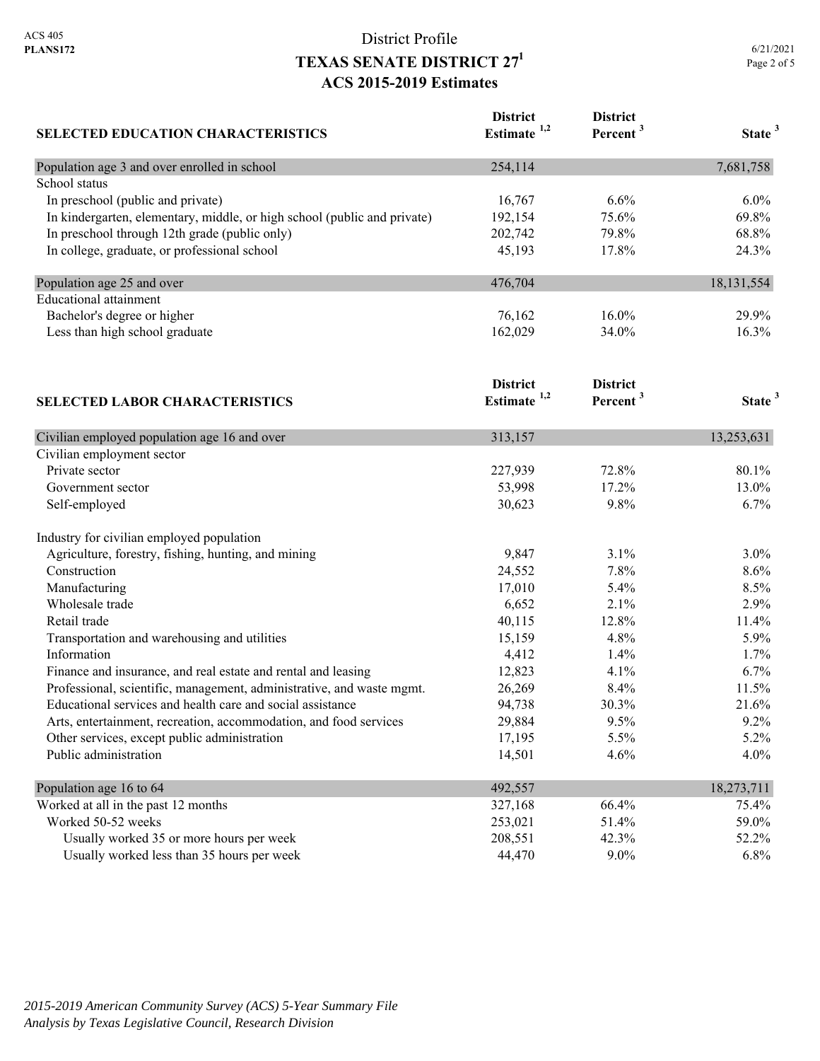ACS 405
**PLANS172**

# District Profile
# TEXAS SENATE DISTRICT 27[1]
## ACS 2015-2019 Estimates

6/21/2021

| SELECTED EDUCATION CHARACTERISTICS | District Estimate [1,2] | District Percent [3] | State [3] |
|---|---|---|---|
| Population age 3 and over enrolled in school | 254,114 | | 7,681,758 |
| School status | | | |
| In preschool (public and private) | 16,767 | 6.6% | 6.0% |
| In kindergarten, elementary, middle, or high school (public and private) | 192,154 | 75.6% | 69.8% |
| In preschool through 12th grade (public only) | 202,742 | 79.8% | 68.8% |
| In college, graduate, or professional school | 45,193 | 17.8% | 24.3% |
| Population age 25 and over | 476,704 | | 18,131,554 |
| Educational attainment | | | |
| Bachelor's degree or higher | 76,162 | 16.0% | 29.9% |
| Less than high school graduate | 162,029 | 34.0% | 16.3% |

| SELECTED LABOR CHARACTERISTICS | District Estimate [1,2] | District Percent [3] | State [3] |
|---|---|---|---|
| Civilian employed population age 16 and over | 313,157 | | 13,253,631 |
| Civilian employment sector | | | |
| Private sector | 227,939 | 72.8% | 80.1% |
| Government sector | 53,998 | 17.2% | 13.0% |
| Self-employed | 30,623 | 9.8% | 6.7% |
| Industry for civilian employed population | | | |
| Agriculture, forestry, fishing, hunting, and mining | 9,847 | 3.1% | 3.0% |
| Construction | 24,552 | 7.8% | 8.6% |
| Manufacturing | 17,010 | 5.4% | 8.5% |
| Wholesale trade | 6,652 | 2.1% | 2.9% |
| Retail trade | 40,115 | 12.8% | 11.4% |
| Transportation and warehousing and utilities | 15,159 | 4.8% | 5.9% |
| Information | 4,412 | 1.4% | 1.7% |
| Finance and insurance, and real estate and rental and leasing | 12,823 | 4.1% | 6.7% |
| Professional, scientific, management, administrative, and waste mgmt. | 26,269 | 8.4% | 11.5% |
| Educational services and health care and social assistance | 94,738 | 30.3% | 21.6% |
| Arts, entertainment, recreation, accommodation, and food services | 29,884 | 9.5% | 9.2% |
| Other services, except public administration | 17,195 | 5.5% | 5.2% |
| Public administration | 14,501 | 4.6% | 4.0% |
| Population age 16 to 64 | 492,557 | | 18,273,711 |
| Worked at all in the past 12 months | 327,168 | 66.4% | 75.4% |
| Worked 50-52 weeks | 253,021 | 51.4% | 59.0% |
| Usually worked 35 or more hours per week | 208,551 | 42.3% | 52.2% |
| Usually worked less than 35 hours per week | 44,470 | 9.0% | 6.8% |

*2015-2019 American Community Survey (ACS) 5-Year Summary File*
*Analysis by Texas Legislative Council, Research Division*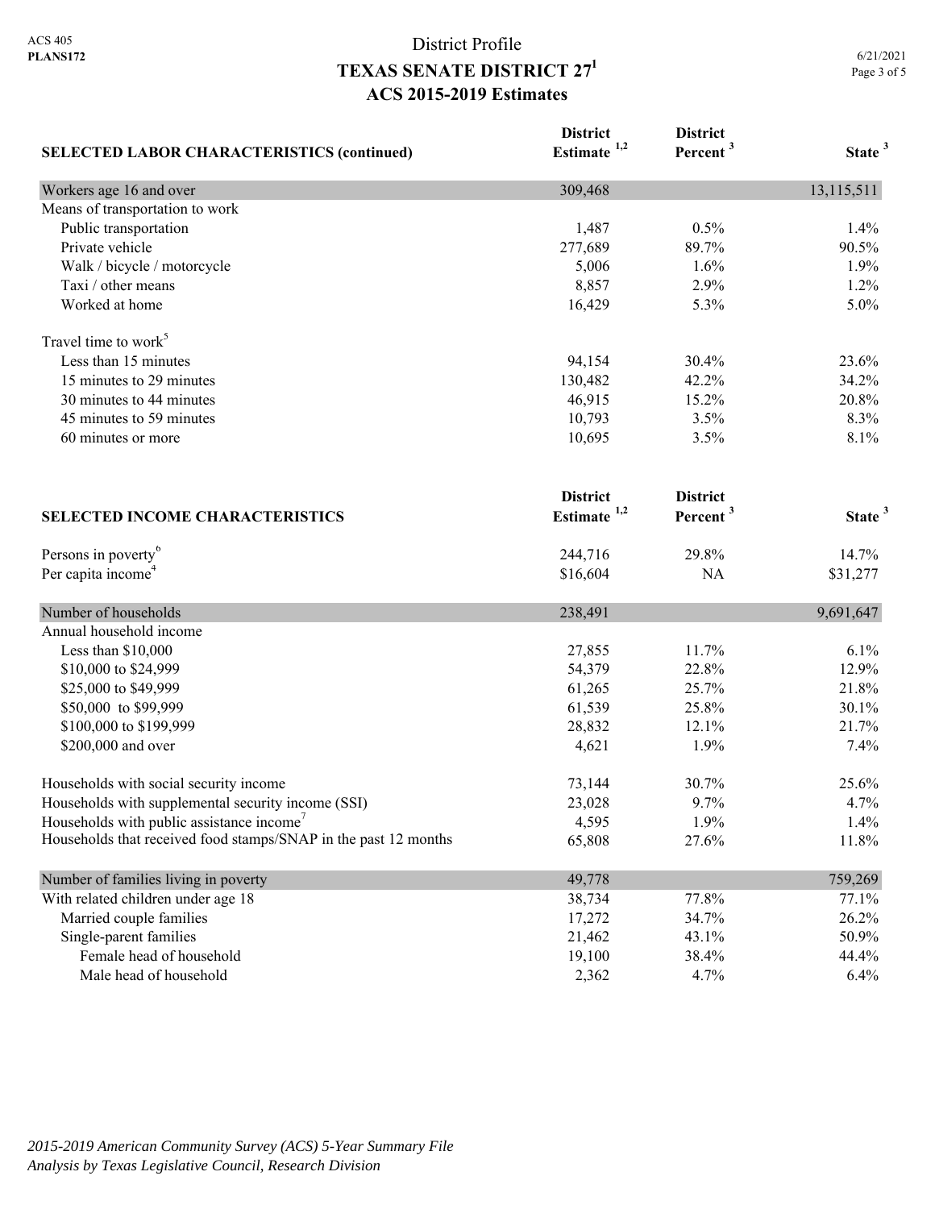ACS 405
**PLANS172**

# District Profile
## TEXAS SENATE DISTRICT 27[1]
## ACS 2015-2019 Estimates

6/21/2021

| SELECTED LABOR CHARACTERISTICS (continued) | District Estimate [1,2] | District Percent [3] | State [3] |
|---|---|---|---|
| Workers age 16 and over | 309,468 | | 13,115,511 |
| Means of transportation to work | | | |
| Public transportation | 1,487 | 0.5% | 1.4% |
| Private vehicle | 277,689 | 89.7% | 90.5% |
| Walk / bicycle / motorcycle | 5,006 | 1.6% | 1.9% |
| Taxi / other means | 8,857 | 2.9% | 1.2% |
| Worked at home | 16,429 | 5.3% | 5.0% |
| Travel time to work[5] | | | |
| Less than 15 minutes | 94,154 | 30.4% | 23.6% |
| 15 minutes to 29 minutes | 130,482 | 42.2% | 34.2% |
| 30 minutes to 44 minutes | 46,915 | 15.2% | 20.8% |
| 45 minutes to 59 minutes | 10,793 | 3.5% | 8.3% |
| 60 minutes or more | 10,695 | 3.5% | 8.1% |

| SELECTED INCOME CHARACTERISTICS | District Estimate [1,2] | District Percent [3] | State [3] |
|---|---|---|---|
| Persons in poverty[6] | 244,716 | 29.8% | 14.7% |
| Per capita income[4] | $16,604 | NA | $31,277 |
| Number of households | 238,491 | | 9,691,647 |
| Annual household income | | | |
| Less than $10,000 | 27,855 | 11.7% | 6.1% |
| $10,000 to $24,999 | 54,379 | 22.8% | 12.9% |
| $25,000 to $49,999 | 61,265 | 25.7% | 21.8% |
| $50,000 to $99,999 | 61,539 | 25.8% | 30.1% |
| $100,000 to $199,999 | 28,832 | 12.1% | 21.7% |
| $200,000 and over | 4,621 | 1.9% | 7.4% |
| Households with social security income | 73,144 | 30.7% | 25.6% |
| Households with supplemental security income (SSI) | 23,028 | 9.7% | 4.7% |
| Households with public assistance income[7] | 4,595 | 1.9% | 1.4% |
| Households that received food stamps/SNAP in the past 12 months | 65,808 | 27.6% | 11.8% |
| Number of families living in poverty | 49,778 | | 759,269 |
| With related children under age 18 | 38,734 | 77.8% | 77.1% |
| Married couple families | 17,272 | 34.7% | 26.2% |
| Single-parent families | 21,462 | 43.1% | 50.9% |
| Female head of household | 19,100 | 38.4% | 44.4% |
| Male head of household | 2,362 | 4.7% | 6.4% |

*2015-2019 American Community Survey (ACS) 5-Year Summary File*
*Analysis by Texas Legislative Council, Research Division*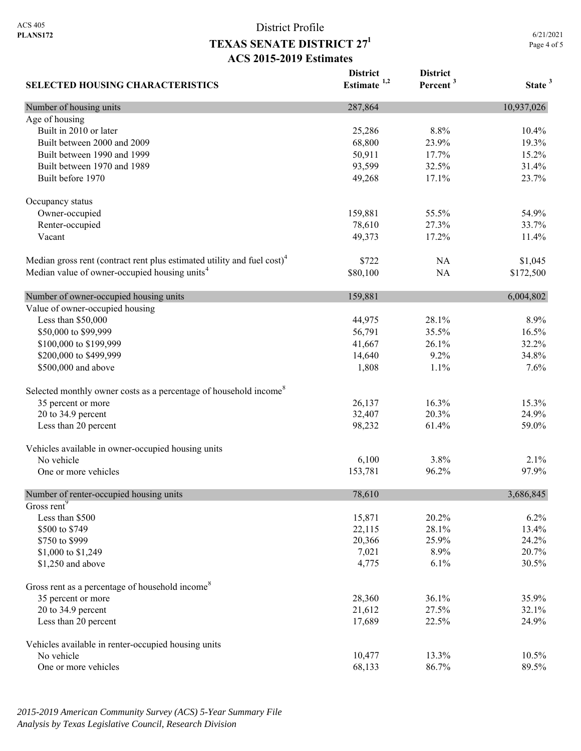ACS 405
**PLANS172**

# District Profile
## TEXAS SENATE DISTRICT 27[1]
### ACS 2015-2019 Estimates

6/21/2021

| SELECTED HOUSING CHARACTERISTICS | District Estimate [1,2] | District Percent [3] | State [3] |
|---|---|---|---|
| Number of housing units | 287,864 | | 10,937,026 |
| Age of housing | | | |
| Built in 2010 or later | 25,286 | 8.8% | 10.4% |
| Built between 2000 and 2009 | 68,800 | 23.9% | 19.3% |
| Built between 1990 and 1999 | 50,911 | 17.7% | 15.2% |
| Built between 1970 and 1989 | 93,599 | 32.5% | 31.4% |
| Built before 1970 | 49,268 | 17.1% | 23.7% |
| | | | |
| Occupancy status | | | |
| Owner-occupied | 159,881 | 55.5% | 54.9% |
| Renter-occupied | 78,610 | 27.3% | 33.7% |
| Vacant | 49,373 | 17.2% | 11.4% |
| | | | |
| Median gross rent (contract rent plus estimated utility and fuel cost)[4] | $722 | NA | $1,045 |
| Median value of owner-occupied housing units[4] | $80,100 | NA | $172,500 |
| | | | |
| Number of owner-occupied housing units | 159,881 | | 6,004,802 |
| Value of owner-occupied housing | | | |
| Less than $50,000 | 44,975 | 28.1% | 8.9% |
| $50,000 to $99,999 | 56,791 | 35.5% | 16.5% |
| $100,000 to $199,999 | 41,667 | 26.1% | 32.2% |
| $200,000 to $499,999 | 14,640 | 9.2% | 34.8% |
| $500,000 and above | 1,808 | 1.1% | 7.6% |
| | | | |
| Selected monthly owner costs as a percentage of household income[8] | | | |
| 35 percent or more | 26,137 | 16.3% | 15.3% |
| 20 to 34.9 percent | 32,407 | 20.3% | 24.9% |
| Less than 20 percent | 98,232 | 61.4% | 59.0% |
| | | | |
| Vehicles available in owner-occupied housing units | | | |
| No vehicle | 6,100 | 3.8% | 2.1% |
| One or more vehicles | 153,781 | 96.2% | 97.9% |
| | | | |
| Number of renter-occupied housing units | 78,610 | | 3,686,845 |
| Gross rent[9] | | | |
| Less than $500 | 15,871 | 20.2% | 6.2% |
| $500 to $749 | 22,115 | 28.1% | 13.4% |
| $750 to $999 | 20,366 | 25.9% | 24.2% |
| $1,000 to $1,249 | 7,021 | 8.9% | 20.7% |
| $1,250 and above | 4,775 | 6.1% | 30.5% |
| | | | |
| Gross rent as a percentage of household income[8] | | | |
| 35 percent or more | 28,360 | 36.1% | 35.9% |
| 20 to 34.9 percent | 21,612 | 27.5% | 32.1% |
| Less than 20 percent | 17,689 | 22.5% | 24.9% |
| | | | |
| Vehicles available in renter-occupied housing units | | | |
| No vehicle | 10,477 | 13.3% | 10.5% |
| One or more vehicles | 68,133 | 86.7% | 89.5% |

*2015-2019 American Community Survey (ACS) 5-Year Summary File*
*Analysis by Texas Legislative Council, Research Division*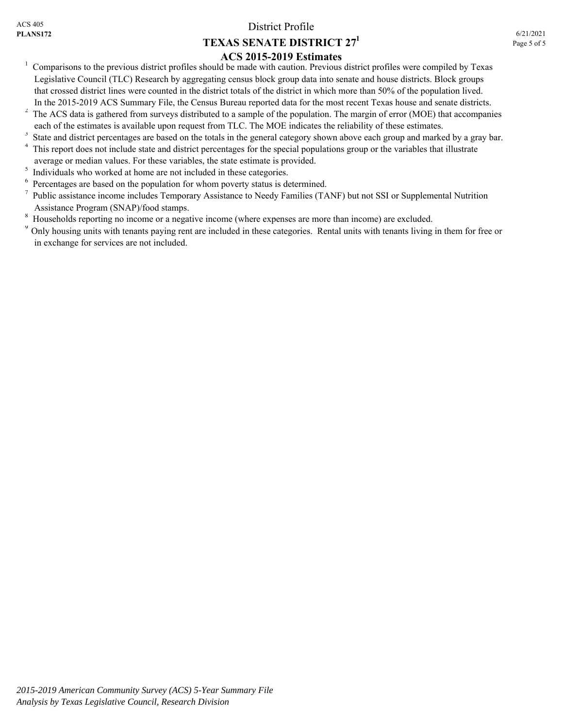[1] Comparisons to the previous district profiles should be made with caution. Previous district profiles were compiled by Texas Legislative Council (TLC) Research by aggregating census block group data into senate and house districts. Block groups that crossed district lines were counted in the district totals of the district in which more than 50% of the population lived. In the 2015-2019 ACS Summary File, the Census Bureau reported data for the most recent Texas house and senate districts.

[2] The ACS data is gathered from surveys distributed to a sample of the population. The margin of error (MOE) that accompanies each of the estimates is available upon request from TLC. The MOE indicates the reliability of these estimates.

[3] State and district percentages are based on the totals in the general category shown above each group and marked by a gray bar.

[4] This report does not include state and district percentages for the special populations group or the variables that illustrate average or median values. For these variables, the state estimate is provided.

[5] Individuals who worked at home are not included in these categories.

[6] Percentages are based on the population for whom poverty status is determined.

[7] Public assistance income includes Temporary Assistance to Needy Families (TANF) but not SSI or Supplemental Nutrition Assistance Program (SNAP)/food stamps.

[8] Households reporting no income or a negative income (where expenses are more than income) are excluded.

[9] Only housing units with tenants paying rent are included in these categories. Rental units with tenants living in them for free or in exchange for services are not included.